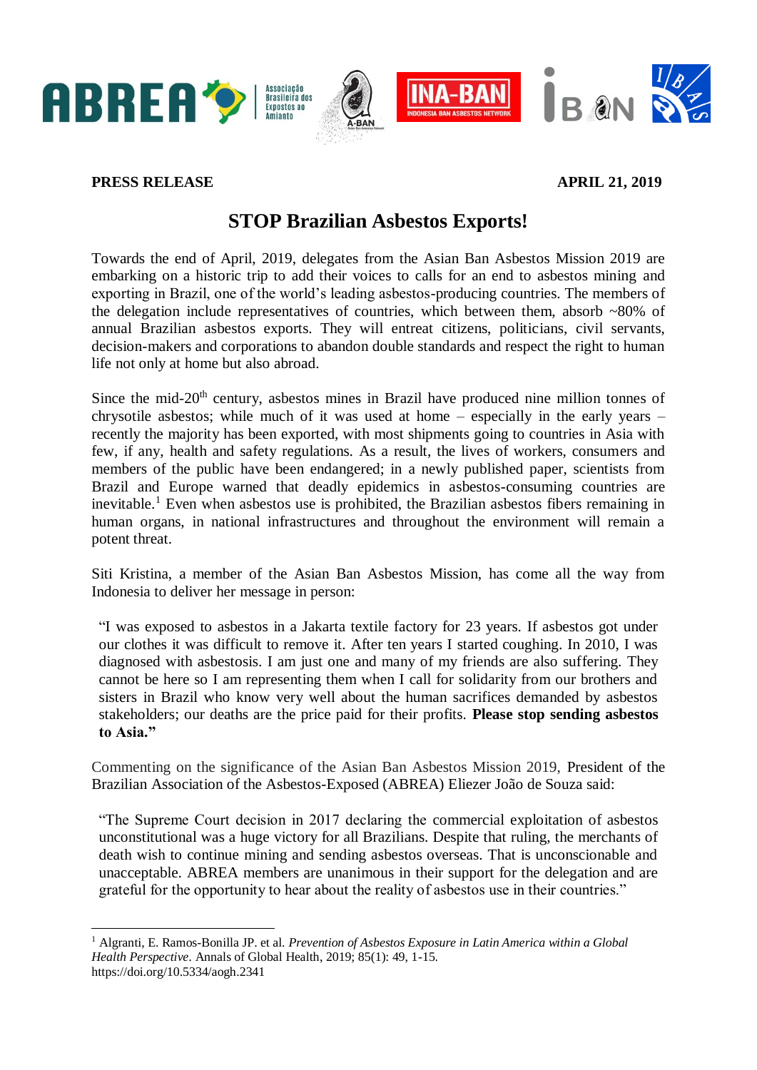**PRESS RELEASE** **APRIL 21, 2019**

# STOP Brazilian Asbestos Exports!

Towards the end of April, 2019, delegates from the Asian Ban Asbestos Mission 2019 are embarking on a historic trip to add their voices to calls for an end to asbestos mining and exporting in Brazil, one of the world's leading asbestos-producing countries. The members of the delegation include representatives of countries, which between them, absorb ~80% of annual Brazilian asbestos exports. They will entreat citizens, politicians, civil servants, decision-makers and corporations to abandon double standards and respect the right to human life not only at home but also abroad.

Since the mid-20th century, asbestos mines in Brazil have produced nine million tonnes of chrysotile asbestos; while much of it was used at home – especially in the early years – recently the majority has been exported, with most shipments going to countries in Asia with few, if any, health and safety regulations. As a result, the lives of workers, consumers and members of the public have been endangered; in a newly published paper, scientists from Brazil and Europe warned that deadly epidemics in asbestos-consuming countries are inevitable.[1] Even when asbestos use is prohibited, the Brazilian asbestos fibers remaining in human organs, in national infrastructures and throughout the environment will remain a potent threat.

Siti Kristina, a member of the Asian Ban Asbestos Mission, has come all the way from Indonesia to deliver her message in person:

> "I was exposed to asbestos in a Jakarta textile factory for 23 years. If asbestos got under our clothes it was difficult to remove it. After ten years I started coughing. In 2010, I was diagnosed with asbestosis. I am just one and many of my friends are also suffering. They cannot be here so I am representing them when I call for solidarity from our brothers and sisters in Brazil who know very well about the human sacrifices demanded by asbestos stakeholders; our deaths are the price paid for their profits. **Please stop sending asbestos to Asia."**

Commenting on the significance of the Asian Ban Asbestos Mission 2019, President of the Brazilian Association of the Asbestos-Exposed (ABREA) Eliezer João de Souza said:

> "The Supreme Court decision in 2017 declaring the commercial exploitation of asbestos unconstitutional was a huge victory for all Brazilians. Despite that ruling, the merchants of death wish to continue mining and sending asbestos overseas. That is unconscionable and unacceptable. ABREA members are unanimous in their support for the delegation and are grateful for the opportunity to hear about the reality of asbestos use in their countries."

---

[1] Algranti, E. Ramos-Bonilla JP. et al. *Prevention of Asbestos Exposure in Latin America within a Global Health Perspective*. Annals of Global Health, 2019; 85(1): 49, 1-15. https://doi.org/10.5334/aogh.2341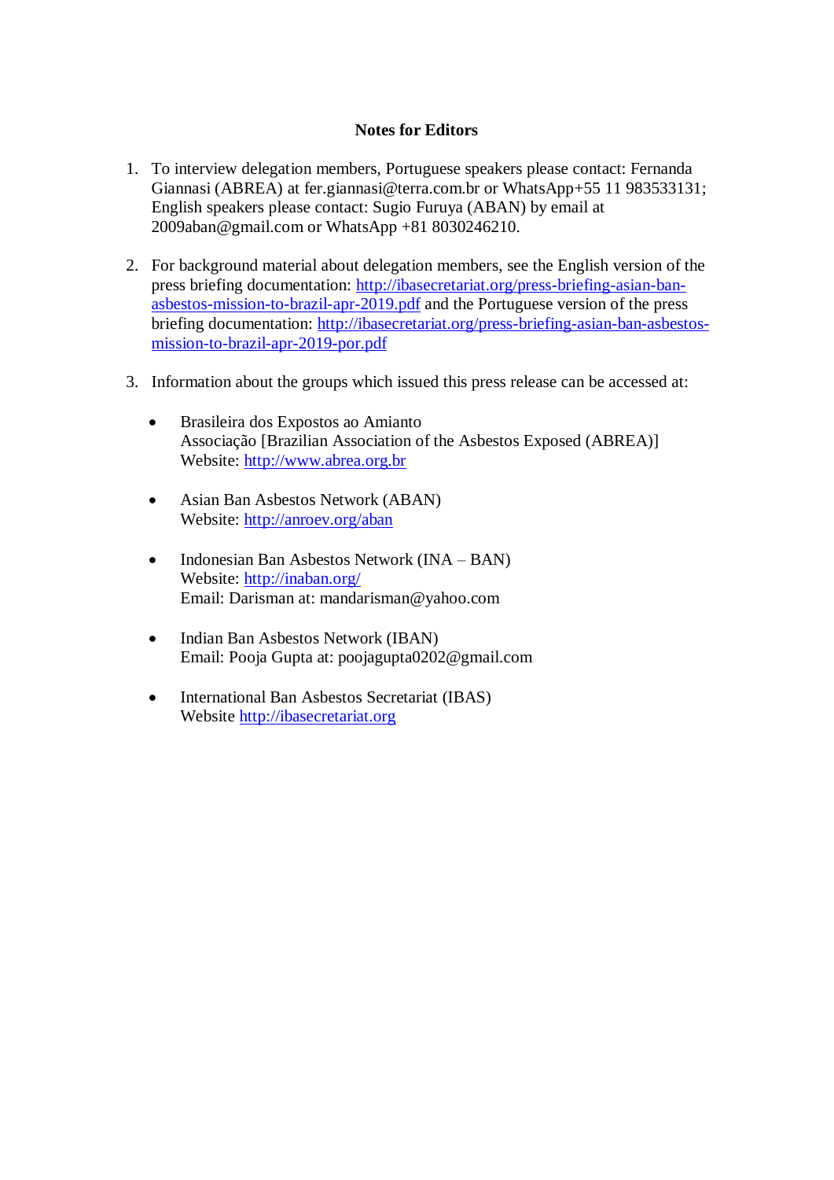**Notes for Editors**

1. To interview delegation members, Portuguese speakers please contact: Fernanda Giannasi (ABREA) at fer.giannasi@terra.com.br or WhatsApp+55 11 983533131; English speakers please contact: Sugio Furuya (ABAN) by email at 2009aban@gmail.com or WhatsApp +81 8030246210.

2. For background material about delegation members, see the English version of the press briefing documentation: http://ibasecretariat.org/press-briefing-asian-ban-asbestos-mission-to-brazil-apr-2019.pdf and the Portuguese version of the press briefing documentation: http://ibasecretariat.org/press-briefing-asian-ban-asbestos-mission-to-brazil-apr-2019-por.pdf

3. Information about the groups which issued this press release can be accessed at:

   - Brasileira dos Expostos ao Amianto
     Associação [Brazilian Association of the Asbestos Exposed (ABREA)]
     Website: http://www.abrea.org.br

   - Asian Ban Asbestos Network (ABAN)
     Website: http://anroev.org/aban

   - Indonesian Ban Asbestos Network (INA – BAN)
     Website: http://inaban.org/
     Email: Darisman at: mandarisman@yahoo.com

   - Indian Ban Asbestos Network (IBAN)
     Email: Pooja Gupta at: poojagupta0202@gmail.com

   - International Ban Asbestos Secretariat (IBAS)
     Website http://ibasecretariat.org